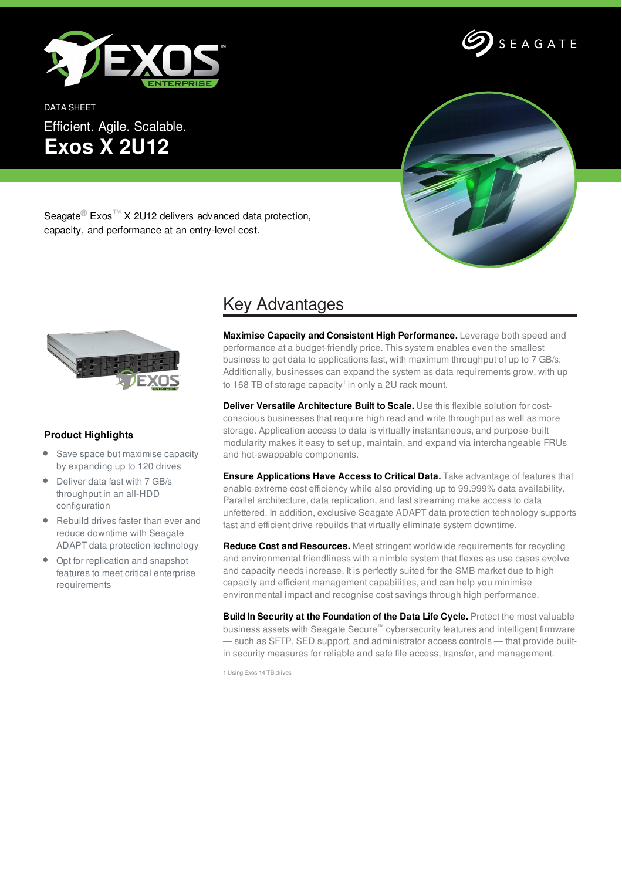DATA SHEET

Efficient. Agile. Scalable.

# Exos X 2U12

Seagate® Exos™ X 2U12 delivers advanced data protection, capacity, and performance at an entry-level cost.

## Key Advantages

**Maximise Capacity and Consistent High Performance.** Leverage both speed and performance at a budget-friendly price. This system enables even the smallest business to get data to applications fast, with maximum throughput of up to 7 GB/s. Additionally, businesses can expand the system as data requirements grow, with up to 168 TB of storage capacity[1] in only a 2U rack mount.

**Deliver Versatile Architecture Built to Scale.** Use this flexible solution for cost-conscious businesses that require high read and write throughput as well as more storage. Application access to data is virtually instantaneous, and purpose-built modularity makes it easy to set up, maintain, and expand via interchangeable FRUs and hot-swappable components.

**Ensure Applications Have Access to Critical Data.** Take advantage of features that enable extreme cost efficiency while also providing up to 99.999% data availability. Parallel architecture, data replication, and fast streaming make access to data unfettered. In addition, exclusive Seagate ADAPT data protection technology supports fast and efficient drive rebuilds that virtually eliminate system downtime.

**Reduce Cost and Resources.** Meet stringent worldwide requirements for recycling and environmental friendliness with a nimble system that flexes as use cases evolve and capacity needs increase. It is perfectly suited for the SMB market due to high capacity and efficient management capabilities, and can help you minimise environmental impact and recognise cost savings through high performance.

**Build In Security at the Foundation of the Data Life Cycle.** Protect the most valuable business assets with Seagate Secure™ cybersecurity features and intelligent firmware — such as SFTP, SED support, and administrator access controls — that provide built-in security measures for reliable and safe file access, transfer, and management.

1 Using Exos 14 TB drives

### Product Highlights

- Save space but maximise capacity by expanding up to 120 drives
- Deliver data fast with 7 GB/s throughput in an all-HDD configuration
- Rebuild drives faster than ever and reduce downtime with Seagate ADAPT data protection technology
- Opt for replication and snapshot features to meet critical enterprise requirements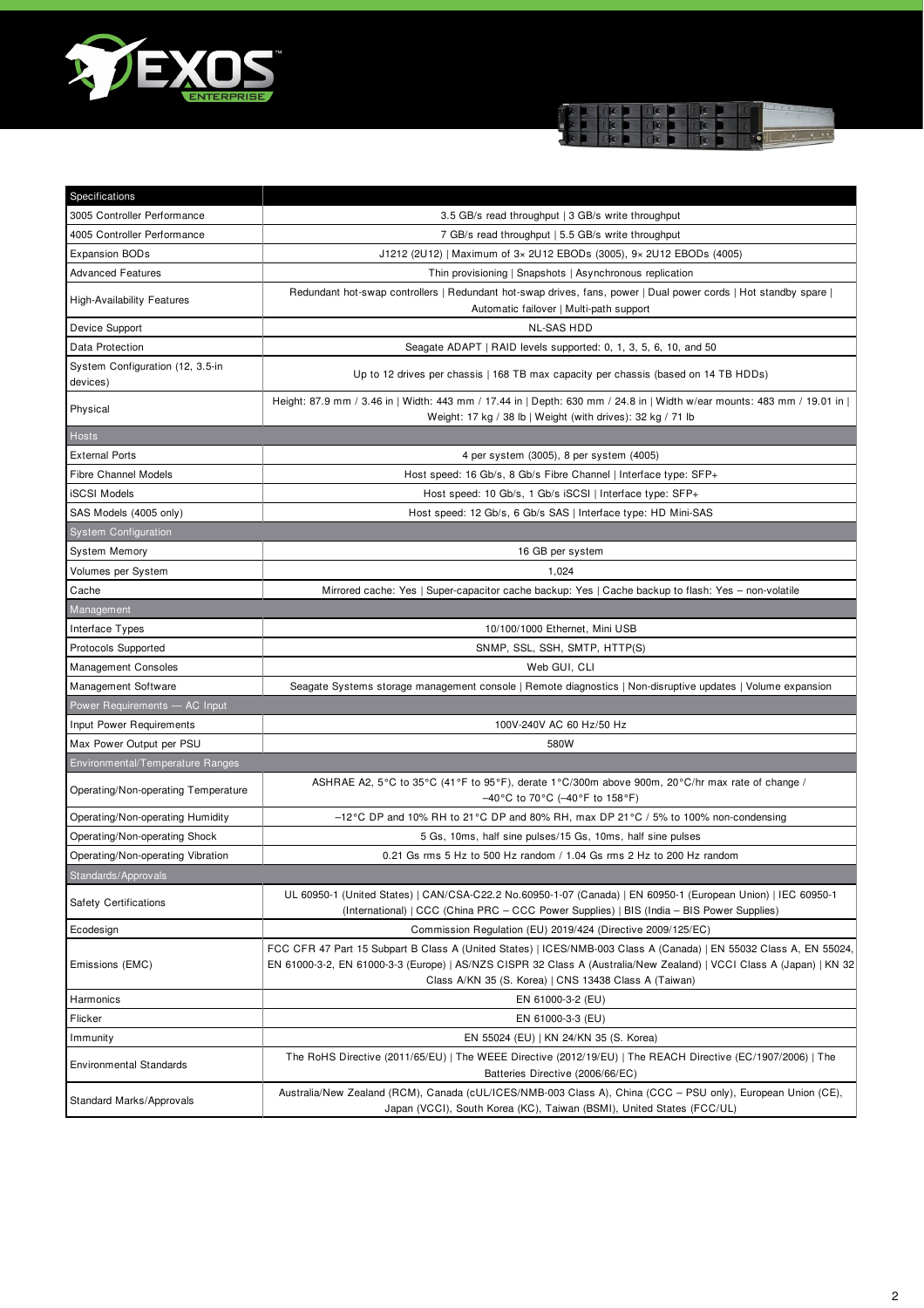| Specifications | |
|---|---|
| 3005 Controller Performance | 3.5 GB/s read throughput \| 3 GB/s write throughput |
| 4005 Controller Performance | 7 GB/s read throughput \| 5.5 GB/s write throughput |
| Expansion BODs | J1212 (2U12) \| Maximum of 3× 2U12 EBODs (3005), 9× 2U12 EBODs (4005) |
| Advanced Features | Thin provisioning \| Snapshots \| Asynchronous replication |
| High-Availability Features | Redundant hot-swap controllers \| Redundant hot-swap drives, fans, power \| Dual power cords \| Hot standby spare \| Automatic failover \| Multi-path support |
| Device Support | NL-SAS HDD |
| Data Protection | Seagate ADAPT \| RAID levels supported: 0, 1, 3, 5, 6, 10, and 50 |
| System Configuration (12, 3.5-in devices) | Up to 12 drives per chassis \| 168 TB max capacity per chassis (based on 14 TB HDDs) |
| Physical | Height: 87.9 mm / 3.46 in \| Width: 443 mm / 17.44 in \| Depth: 630 mm / 24.8 in \| Width w/ear mounts: 483 mm / 19.01 in \| Weight: 17 kg / 38 lb \| Weight (with drives): 32 kg / 71 lb |
| **Hosts** | |
| External Ports | 4 per system (3005), 8 per system (4005) |
| Fibre Channel Models | Host speed: 16 Gb/s, 8 Gb/s Fibre Channel \| Interface type: SFP+ |
| iSCSI Models | Host speed: 10 Gb/s, 1 Gb/s iSCSI \| Interface type: SFP+ |
| SAS Models (4005 only) | Host speed: 12 Gb/s, 6 Gb/s SAS \| Interface type: HD Mini-SAS |
| **System Configuration** | |
| System Memory | 16 GB per system |
| Volumes per System | 1,024 |
| Cache | Mirrored cache: Yes \| Super-capacitor cache backup: Yes \| Cache backup to flash: Yes – non-volatile |
| **Management** | |
| Interface Types | 10/100/1000 Ethernet, Mini USB |
| Protocols Supported | SNMP, SSL, SSH, SMTP, HTTP(S) |
| Management Consoles | Web GUI, CLI |
| Management Software | Seagate Systems storage management console \| Remote diagnostics \| Non-disruptive updates \| Volume expansion |
| **Power Requirements — AC Input** | |
| Input Power Requirements | 100V-240V AC 60 Hz/50 Hz |
| Max Power Output per PSU | 580W |
| **Environmental/Temperature Ranges** | |
| Operating/Non-operating Temperature | ASHRAE A2, 5°C to 35°C (41°F to 95°F), derate 1°C/300m above 900m, 20°C/hr max rate of change / –40°C to 70°C (–40°F to 158°F) |
| Operating/Non-operating Humidity | –12°C DP and 10% RH to 21°C DP and 80% RH, max DP 21°C / 5% to 100% non-condensing |
| Operating/Non-operating Shock | 5 Gs, 10ms, half sine pulses/15 Gs, 10ms, half sine pulses |
| Operating/Non-operating Vibration | 0.21 Gs rms 5 Hz to 500 Hz random / 1.04 Gs rms 2 Hz to 200 Hz random |
| **Standards/Approvals** | |
| Safety Certifications | UL 60950-1 (United States) \| CAN/CSA-C22.2 No.60950-1-07 (Canada) \| EN 60950-1 (European Union) \| IEC 60950-1 (International) \| CCC (China PRC – CCC Power Supplies) \| BIS (India – BIS Power Suppliers) |
| Ecodesign | Commission Regulation (EU) 2019/424 (Directive 2009/125/EC) |
| Emissions (EMC) | FCC CFR 47 Part 15 Subpart B Class A (United States) \| ICES/NMB-003 Class A (Canada) \| EN 55032 Class A, EN 55024, EN 61000-3-2, EN 61000-3-3 (Europe) \| AS/NZS CISPR 32 Class A (Australia/New Zealand) \| VCCI Class A (Japan) \| KN 32 Class A/KN 35 (S. Korea) \| CNS 13438 Class A (Taiwan) |
| Harmonics | EN 61000-3-2 (EU) |
| Flicker | EN 61000-3-3 (EU) |
| Immunity | EN 55024 (EU) \| KN 24/KN 35 (S. Korea) |
| Environmental Standards | The RoHS Directive (2011/65/EU) \| The WEEE Directive (2012/19/EU) \| The REACH Directive (EC/1907/2006) \| The Batteries Directive (2006/66/EC) |
| Standard Marks/Approvals | Australia/New Zealand (RCM), Canada (cUL/ICES/NMB-003 Class A), China (CCC – PSU only), European Union (CE), Japan (VCCI), South Korea (KC), Taiwan (BSMI), United States (FCC/UL) |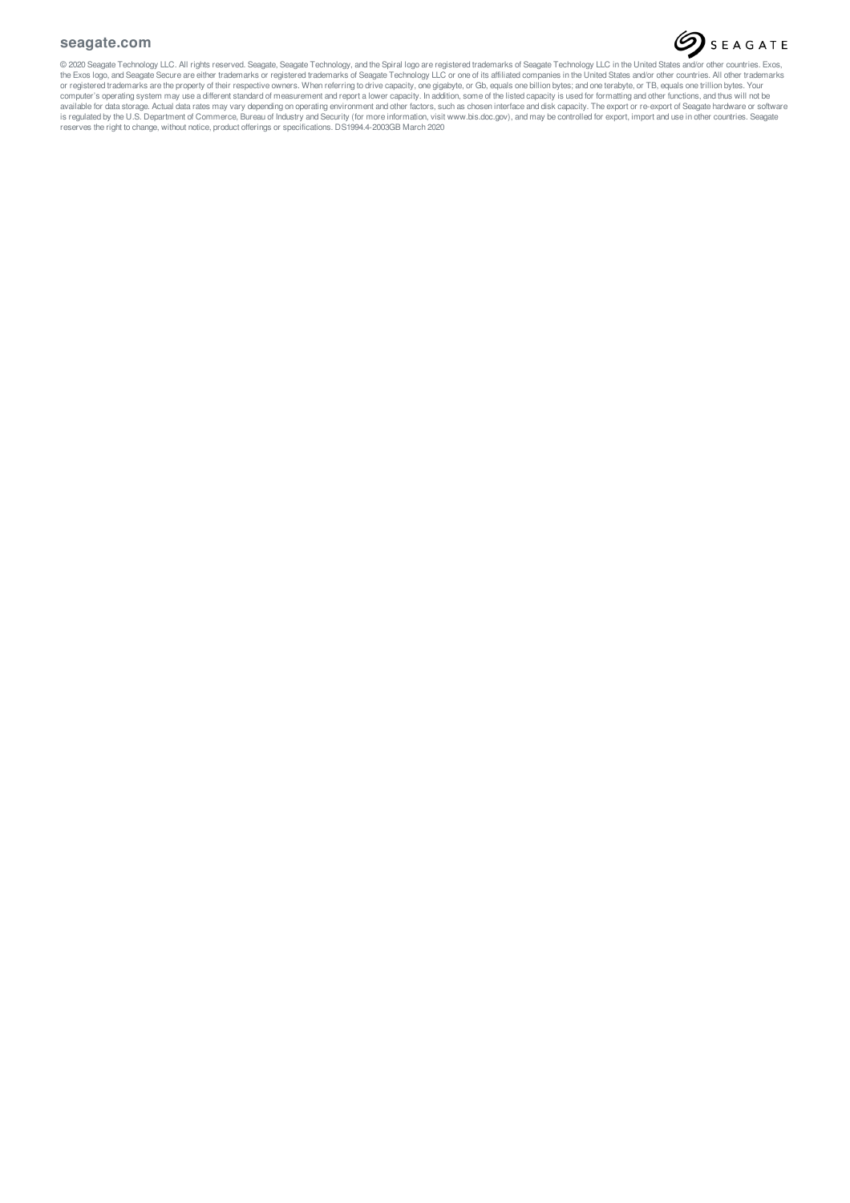**seagate.com**

SEAGATE

© 2020 Seagate Technology LLC. All rights reserved. Seagate, Seagate Technology, and the Spiral logo are registered trademarks of Seagate Technology LLC in the United States and/or other countries. Exos, the Exos logo, and Seagate Secure are either trademarks or registered trademarks of Seagate Technology LLC or one of its affiliated companies in the United States and/or other countries. All other trademarks or registered trademarks are the property of their respective owners. When referring to drive capacity, one gigabyte, or Gb, equals one billion bytes; and one terabyte, or TB, equals one trillion bytes. Your computer's operating system may use a different standard of measurement and report a lower capacity. In addition, some of the listed capacity is used for formatting and other functions, and thus will not be available for data storage. Actual data rates may vary depending on operating environment and other factors, such as chosen interface and disk capacity. The export or re-export of Seagate hardware or software is regulated by the U.S. Department of Commerce, Bureau of Industry and Security (for more information, visit www.bis.doc.gov), and may be controlled for export, import and use in other countries. Seagate reserves the right to change, without notice, product offerings or specifications. DS1994.4-2003GB March 2020